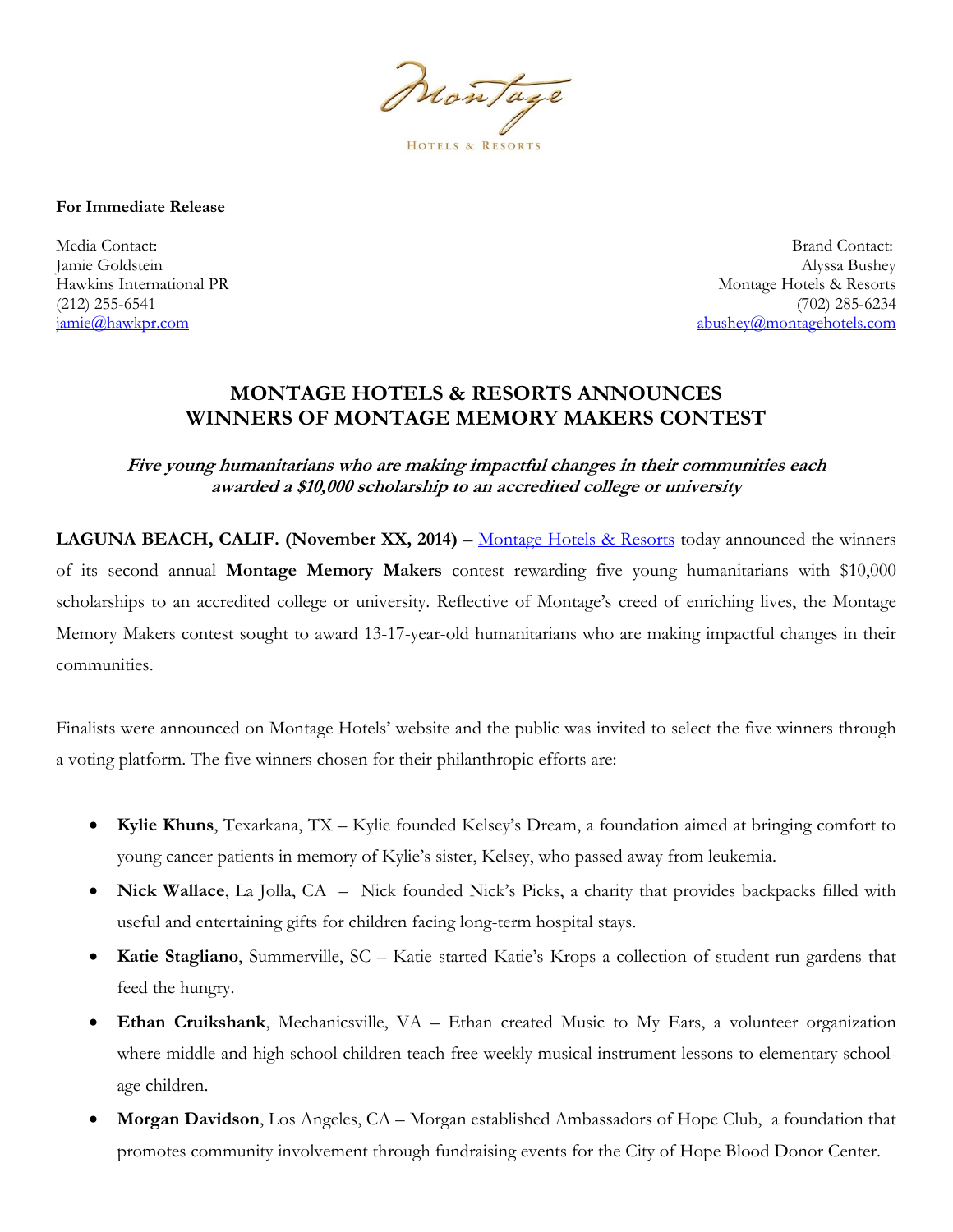Montage

HOTELS & RESORTS

**For Immediate Release**

Media Contact:
Jamie Goldstein
Hawkins International PR
(212) 255-6541
jamie@hawkpr.com

Brand Contact:
Alyssa Bushey
Montage Hotels & Resorts
(702) 285-6234
abushey@montagehotels.com

# MONTAGE HOTELS & RESORTS ANNOUNCES WINNERS OF MONTAGE MEMORY MAKERS CONTEST

***Five young humanitarians who are making impactful changes in their communities each awarded a $10,000 scholarship to an accredited college or university***

**LAGUNA BEACH, CALIF. (November XX, 2014)** – Montage Hotels & Resorts today announced the winners of its second annual **Montage Memory Makers** contest rewarding five young humanitarians with $10,000 scholarships to an accredited college or university. Reflective of Montage's creed of enriching lives, the Montage Memory Makers contest sought to award 13-17-year-old humanitarians who are making impactful changes in their communities.

Finalists were announced on Montage Hotels' website and the public was invited to select the five winners through a voting platform. The five winners chosen for their philanthropic efforts are:

- **Kylie Khuns**, Texarkana, TX – Kylie founded Kelsey's Dream, a foundation aimed at bringing comfort to young cancer patients in memory of Kylie's sister, Kelsey, who passed away from leukemia.
- **Nick Wallace**, La Jolla, CA – Nick founded Nick's Picks, a charity that provides backpacks filled with useful and entertaining gifts for children facing long-term hospital stays.
- **Katie Stagliano**, Summerville, SC – Katie started Katie's Krops a collection of student-run gardens that feed the hungry.
- **Ethan Cruikshank**, Mechanicsville, VA – Ethan created Music to My Ears, a volunteer organization where middle and high school children teach free weekly musical instrument lessons to elementary school-age children.
- **Morgan Davidson**, Los Angeles, CA – Morgan established Ambassadors of Hope Club, a foundation that promotes community involvement through fundraising events for the City of Hope Blood Donor Center.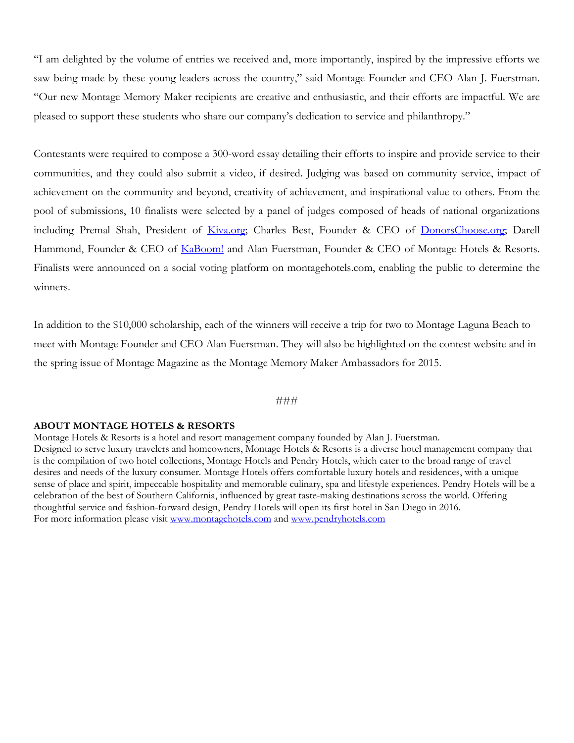"I am delighted by the volume of entries we received and, more importantly, inspired by the impressive efforts we saw being made by these young leaders across the country," said Montage Founder and CEO Alan J. Fuerstman. "Our new Montage Memory Maker recipients are creative and enthusiastic, and their efforts are impactful. We are pleased to support these students who share our company's dedication to service and philanthropy."

Contestants were required to compose a 300-word essay detailing their efforts to inspire and provide service to their communities, and they could also submit a video, if desired. Judging was based on community service, impact of achievement on the community and beyond, creativity of achievement, and inspirational value to others. From the pool of submissions, 10 finalists were selected by a panel of judges composed of heads of national organizations including Premal Shah, President of [Kiva.org](Kiva.org); Charles Best, Founder & CEO of [DonorsChoose.org](DonorsChoose.org); Darell Hammond, Founder & CEO of [KaBoom!](KaBoom!) and Alan Fuerstman, Founder & CEO of Montage Hotels & Resorts. Finalists were announced on a social voting platform on montagehotels.com, enabling the public to determine the winners.

In addition to the $10,000 scholarship, each of the winners will receive a trip for two to Montage Laguna Beach to meet with Montage Founder and CEO Alan Fuerstman. They will also be highlighted on the contest website and in the spring issue of Montage Magazine as the Montage Memory Maker Ambassadors for 2015.

###

**ABOUT MONTAGE HOTELS & RESORTS**

Montage Hotels & Resorts is a hotel and resort management company founded by Alan J. Fuerstman. Designed to serve luxury travelers and homeowners, Montage Hotels & Resorts is a diverse hotel management company that is the compilation of two hotel collections, Montage Hotels and Pendry Hotels, which cater to the broad range of travel desires and needs of the luxury consumer. Montage Hotels offers comfortable luxury hotels and residences, with a unique sense of place and spirit, impeccable hospitality and memorable culinary, spa and lifestyle experiences. Pendry Hotels will be a celebration of the best of Southern California, influenced by great taste-making destinations across the world. Offering thoughtful service and fashion-forward design, Pendry Hotels will open its first hotel in San Diego in 2016.
For more information please visit [www.montagehotels.com](www.montagehotels.com) and [www.pendryhotels.com](www.pendryhotels.com)